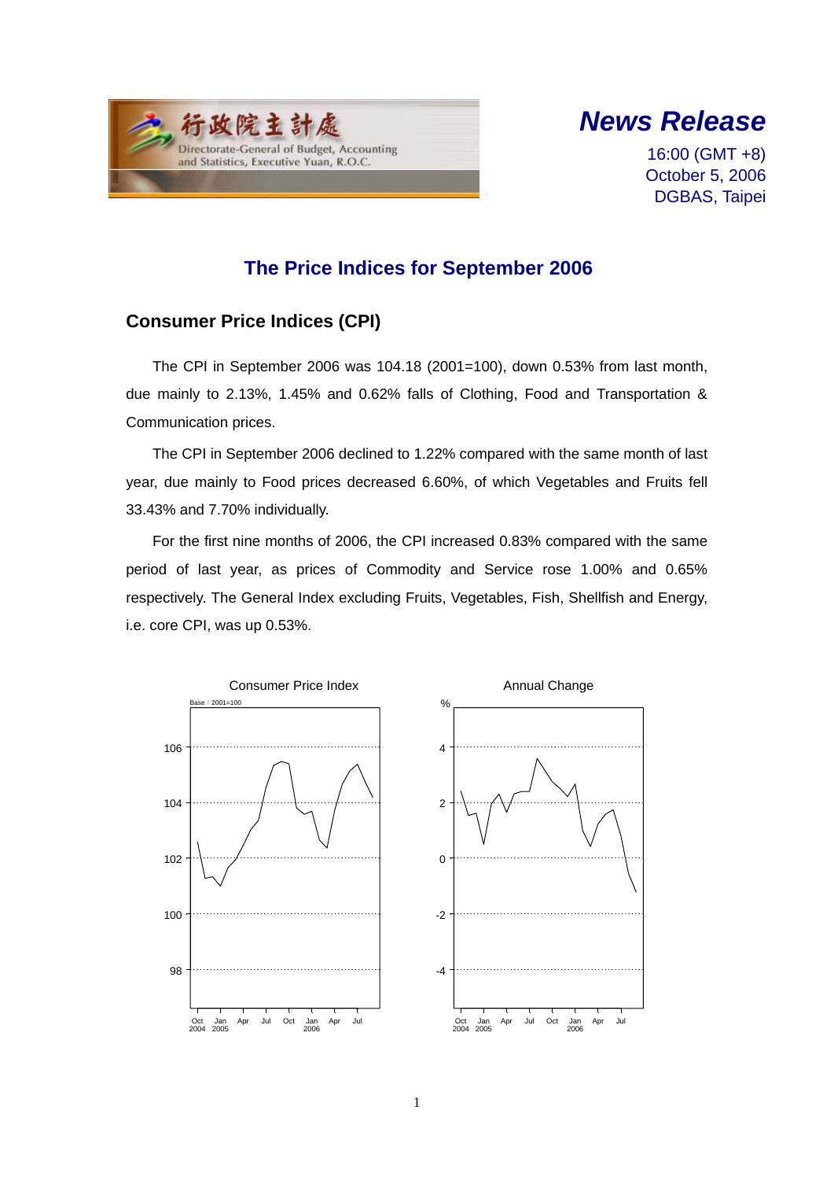行政院主計處
Directorate-General of Budget, Accounting and Statistics, Executive Yuan, R.O.C.

# *News Release*

16:00 (GMT +8)
October 5, 2006
DGBAS, Taipei

## The Price Indices for September 2006

### Consumer Price Indices (CPI)

The CPI in September 2006 was 104.18 (2001=100), down 0.53% from last month, due mainly to 2.13%, 1.45% and 0.62% falls of Clothing, Food and Transportation & Communication prices.

The CPI in September 2006 declined to 1.22% compared with the same month of last year, due mainly to Food prices decreased 6.60%, of which Vegetables and Fruits fell 33.43% and 7.70% individually.

For the first nine months of 2006, the CPI increased 0.83% compared with the same period of last year, as prices of Commodity and Service rose 1.00% and 0.65% respectively. The General Index excluding Fruits, Vegetables, Fish, Shellfish and Energy, i.e. core CPI, was up 0.53%.

Consumer Price Index (Base : 2001=100)

Annual Change (%)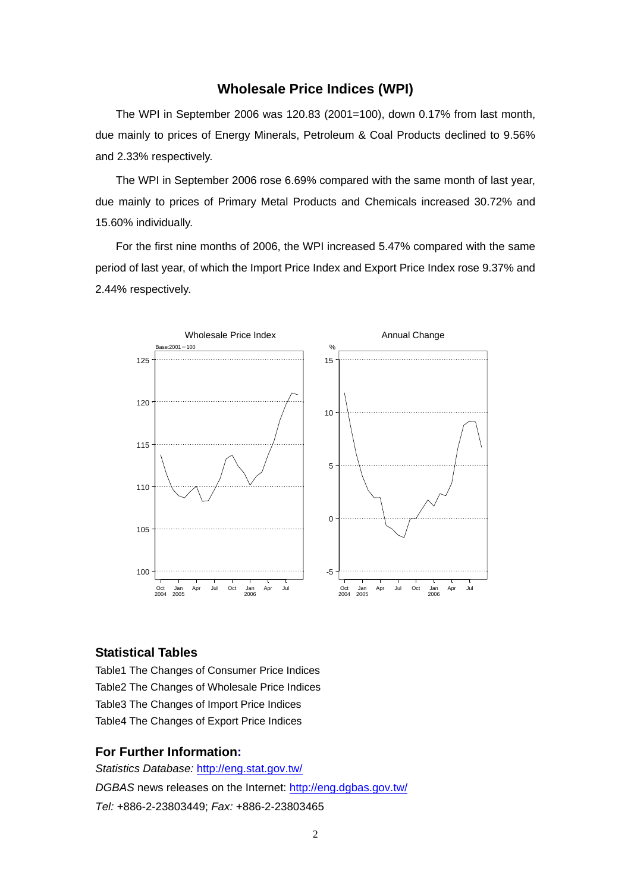## Wholesale Price Indices (WPI)

The WPI in September 2006 was 120.83 (2001=100), down 0.17% from last month, due mainly to prices of Energy Minerals, Petroleum & Coal Products declined to 9.56% and 2.33% respectively.

The WPI in September 2006 rose 6.69% compared with the same month of last year, due mainly to prices of Primary Metal Products and Chemicals increased 30.72% and 15.60% individually.

For the first nine months of 2006, the WPI increased 5.47% compared with the same period of last year, of which the Import Price Index and Export Price Index rose 9.37% and 2.44% respectively.

## Statistical Tables

Table1 The Changes of Consumer Price Indices
Table2 The Changes of Wholesale Price Indices
Table3 The Changes of Import Price Indices
Table4 The Changes of Export Price Indices

## For Further Information:

*Statistics Database:* http://eng.stat.gov.tw/
*DGBAS* news releases on the Internet: http://eng.dgbas.gov.tw/
*Tel:* +886-2-23803449; *Fax:* +886-2-23803465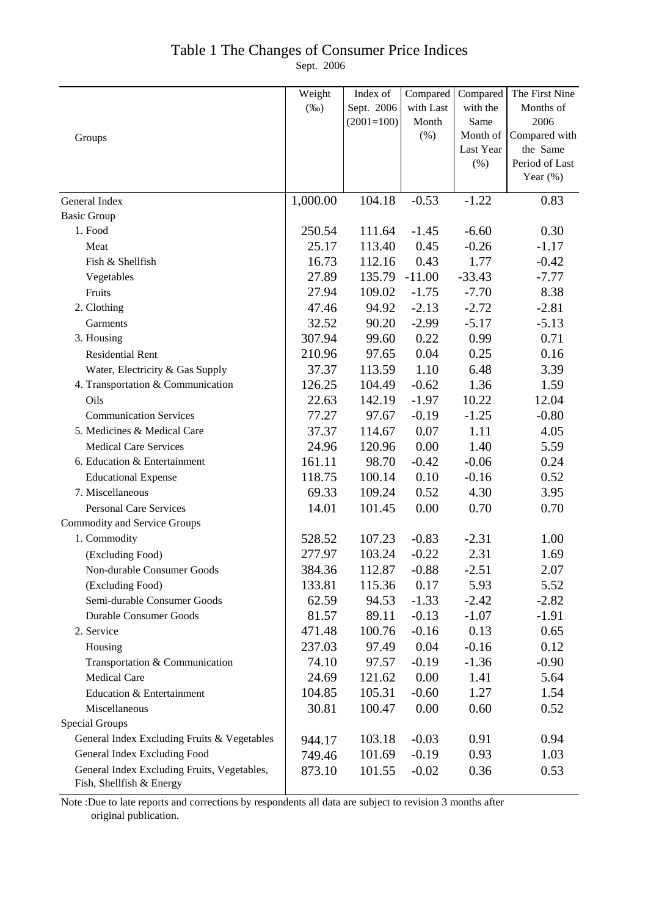# Table 1 The Changes of Consumer Price Indices

Sept. 2006

| Groups | Weight (‰) | Index of Sept. 2006 (2001=100) | Compared with Last Month (%) | Compared with the Same Month of Last Year (%) | The First Nine Months of 2006 Compared with the Same Period of Last Year (%) |
|---|---|---|---|---|---|
| General Index | 1,000.00 | 104.18 | -0.53 | -1.22 | 0.83 |
| Basic Group | | | | | |
| 1. Food | 250.54 | 111.64 | -1.45 | -6.60 | 0.30 |
| Meat | 25.17 | 113.40 | 0.45 | -0.26 | -1.17 |
| Fish & Shellfish | 16.73 | 112.16 | 0.43 | 1.77 | -0.42 |
| Vegetables | 27.89 | 135.79 | -11.00 | -33.43 | -7.77 |
| Fruits | 27.94 | 109.02 | -1.75 | -7.70 | 8.38 |
| 2. Clothing | 47.46 | 94.92 | -2.13 | -2.72 | -2.81 |
| Garments | 32.52 | 90.20 | -2.99 | -5.17 | -5.13 |
| 3. Housing | 307.94 | 99.60 | 0.22 | 0.99 | 0.71 |
| Residential Rent | 210.96 | 97.65 | 0.04 | 0.25 | 0.16 |
| Water, Electricity & Gas Supply | 37.37 | 113.59 | 1.10 | 6.48 | 3.39 |
| 4. Transportation & Communication | 126.25 | 104.49 | -0.62 | 1.36 | 1.59 |
| Oils | 22.63 | 142.19 | -1.97 | 10.22 | 12.04 |
| Communication Services | 77.27 | 97.67 | -0.19 | -1.25 | -0.80 |
| 5. Medicines & Medical Care | 37.37 | 114.67 | 0.07 | 1.11 | 4.05 |
| Medical Care Services | 24.96 | 120.96 | 0.00 | 1.40 | 5.59 |
| 6. Education & Entertainment | 161.11 | 98.70 | -0.42 | -0.06 | 0.24 |
| Educational Expense | 118.75 | 100.14 | 0.10 | -0.16 | 0.52 |
| 7. Miscellaneous | 69.33 | 109.24 | 0.52 | 4.30 | 3.95 |
| Personal Care Services | 14.01 | 101.45 | 0.00 | 0.70 | 0.70 |
| Commodity and Service Groups | | | | | |
| 1. Commodity | 528.52 | 107.23 | -0.83 | -2.31 | 1.00 |
| (Excluding Food) | 277.97 | 103.24 | -0.22 | 2.31 | 1.69 |
| Non-durable Consumer Goods | 384.36 | 112.87 | -0.88 | -2.51 | 2.07 |
| (Excluding Food) | 133.81 | 115.36 | 0.17 | 5.93 | 5.52 |
| Semi-durable Consumer Goods | 62.59 | 94.53 | -1.33 | -2.42 | -2.82 |
| Durable Consumer Goods | 81.57 | 89.11 | -0.13 | -1.07 | -1.91 |
| 2. Service | 471.48 | 100.76 | -0.16 | 0.13 | 0.65 |
| Housing | 237.03 | 97.49 | 0.04 | -0.16 | 0.12 |
| Transportation & Communication | 74.10 | 97.57 | -0.19 | -1.36 | -0.90 |
| Medical Care | 24.69 | 121.62 | 0.00 | 1.41 | 5.64 |
| Education & Entertainment | 104.85 | 105.31 | -0.60 | 1.27 | 1.54 |
| Miscellaneous | 30.81 | 100.47 | 0.00 | 0.60 | 0.52 |
| Special Groups | | | | | |
| General Index Excluding Fruits & Vegetables | 944.17 | 103.18 | -0.03 | 0.91 | 0.94 |
| General Index Excluding Food | 749.46 | 101.69 | -0.19 | 0.93 | 1.03 |
| General Index Excluding Fruits, Vegetables, Fish, Shellfish & Energy | 873.10 | 101.55 | -0.02 | 0.36 | 0.53 |

Note :Due to late reports and corrections by respondents all data are subject to revision 3 months after original publication.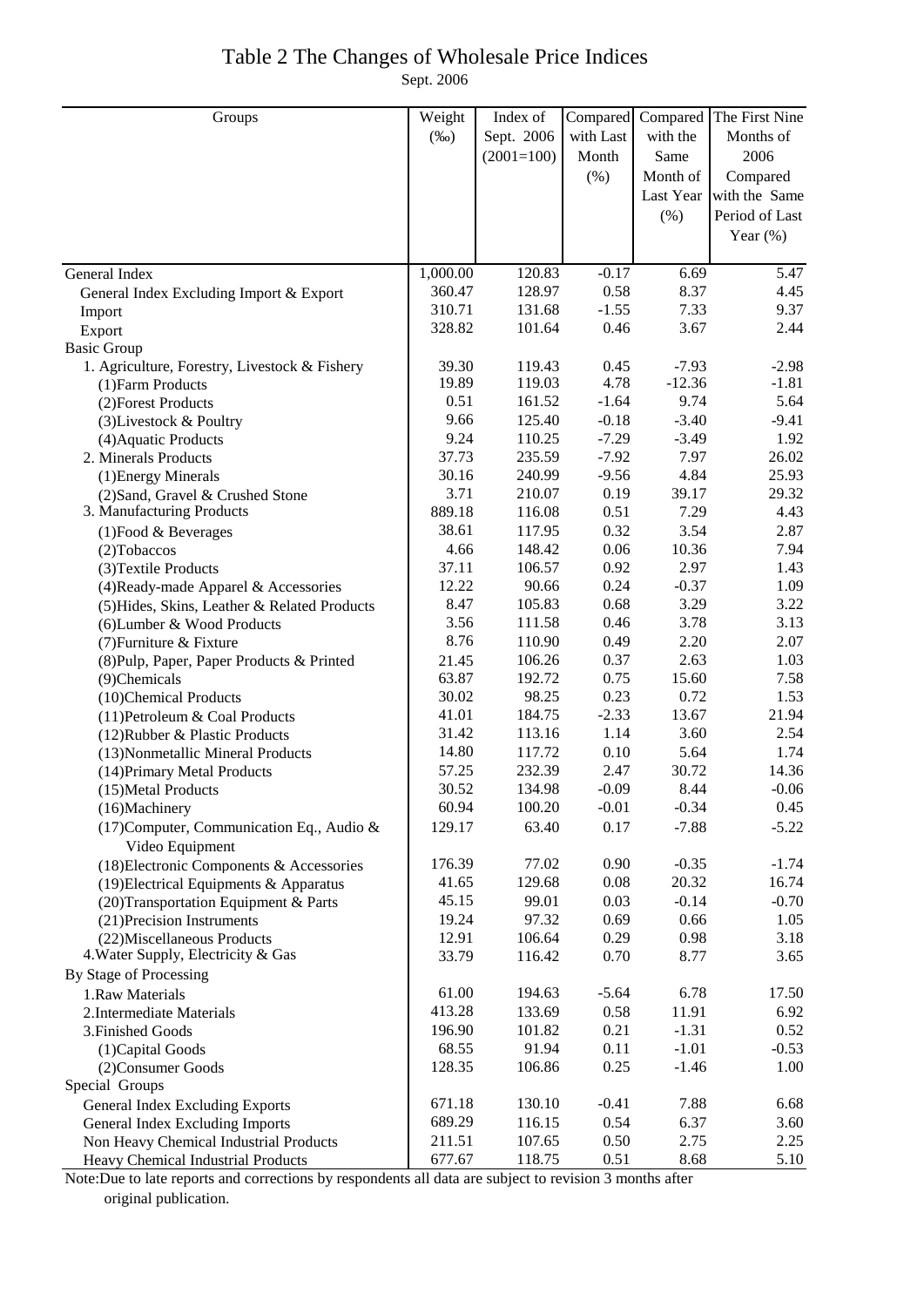# Table 2 The Changes of Wholesale Price Indices

Sept. 2006

| Groups | Weight (‰) | Index of Sept. 2006 (2001=100) | Compared with Last Month (%) | Compared with the Same Month of Last Year (%) | The First Nine Months of 2006 Compared with the Same Period of Last Year (%) |
|---|---|---|---|---|---|
| General Index | 1,000.00 | 120.83 | -0.17 | 6.69 | 5.47 |
| General Index Excluding Import & Export | 360.47 | 128.97 | 0.58 | 8.37 | 4.45 |
| Import | 310.71 | 131.68 | -1.55 | 7.33 | 9.37 |
| Export | 328.82 | 101.64 | 0.46 | 3.67 | 2.44 |
| Basic Group | | | | | |
| 1. Agriculture, Forestry, Livestock & Fishery | 39.30 | 119.43 | 0.45 | -7.93 | -2.98 |
| (1)Farm Products | 19.89 | 119.03 | 4.78 | -12.36 | -1.81 |
| (2)Forest Products | 0.51 | 161.52 | -1.64 | 9.74 | 5.64 |
| (3)Livestock & Poultry | 9.66 | 125.40 | -0.18 | -3.40 | -9.41 |
| (4)Aquatic Products | 9.24 | 110.25 | -7.29 | -3.49 | 1.92 |
| 2. Minerals Products | 37.73 | 235.59 | -7.92 | 7.97 | 26.02 |
| (1)Energy Minerals | 30.16 | 240.99 | -9.56 | 4.84 | 25.93 |
| (2)Sand, Gravel & Crushed Stone | 3.71 | 210.07 | 0.19 | 39.17 | 29.32 |
| 3. Manufacturing Products | 889.18 | 116.08 | 0.51 | 7.29 | 4.43 |
| (1)Food & Beverages | 38.61 | 117.95 | 0.32 | 3.54 | 2.87 |
| (2)Tobaccos | 4.66 | 148.42 | 0.06 | 10.36 | 7.94 |
| (3)Textile Products | 37.11 | 106.57 | 0.92 | 2.97 | 1.43 |
| (4)Ready-made Apparel & Accessories | 12.22 | 90.66 | 0.24 | -0.37 | 1.09 |
| (5)Hides, Skins, Leather & Related Products | 8.47 | 105.83 | 0.68 | 3.29 | 3.22 |
| (6)Lumber & Wood Products | 3.56 | 111.58 | 0.46 | 3.78 | 3.13 |
| (7)Furniture & Fixture | 8.76 | 110.90 | 0.49 | 2.20 | 2.07 |
| (8)Pulp, Paper, Paper Products & Printed | 21.45 | 106.26 | 0.37 | 2.63 | 1.03 |
| (9)Chemicals | 63.87 | 192.72 | 0.75 | 15.60 | 7.58 |
| (10)Chemical Products | 30.02 | 98.25 | 0.23 | 0.72 | 1.53 |
| (11)Petroleum & Coal Products | 41.01 | 184.75 | -2.33 | 13.67 | 21.94 |
| (12)Rubber & Plastic Products | 31.42 | 113.16 | 1.14 | 3.60 | 2.54 |
| (13)Nonmetallic Mineral Products | 14.80 | 117.72 | 0.10 | 5.64 | 1.74 |
| (14)Primary Metal Products | 57.25 | 232.39 | 2.47 | 30.72 | 14.36 |
| (15)Metal Products | 30.52 | 134.98 | -0.09 | 8.44 | -0.06 |
| (16)Machinery | 60.94 | 100.20 | -0.01 | -0.34 | 0.45 |
| (17)Computer, Communication Eq., Audio & Video Equipment | 129.17 | 63.40 | 0.17 | -7.88 | -5.22 |
| (18)Electronic Components & Accessories | 176.39 | 77.02 | 0.90 | -0.35 | -1.74 |
| (19)Electrical Equipments & Apparatus | 41.65 | 129.68 | 0.08 | 20.32 | 16.74 |
| (20)Transportation Equipment & Parts | 45.15 | 99.01 | 0.03 | -0.14 | -0.70 |
| (21)Precision Instruments | 19.24 | 97.32 | 0.69 | 0.66 | 1.05 |
| (22)Miscellaneous Products | 12.91 | 106.64 | 0.29 | 0.98 | 3.18 |
| 4.Water Supply, Electricity & Gas | 33.79 | 116.42 | 0.70 | 8.77 | 3.65 |
| By Stage of Processing | | | | | |
| 1.Raw Materials | 61.00 | 194.63 | -5.64 | 6.78 | 17.50 |
| 2.Intermediate Materials | 413.28 | 133.69 | 0.58 | 11.91 | 6.92 |
| 3.Finished Goods | 196.90 | 101.82 | 0.21 | -1.31 | 0.52 |
| (1)Capital Goods | 68.55 | 91.94 | 0.11 | -1.01 | -0.53 |
| (2)Consumer Goods | 128.35 | 106.86 | 0.25 | -1.46 | 1.00 |
| Special Groups | | | | | |
| General Index Excluding Exports | 671.18 | 130.10 | -0.41 | 7.88 | 6.68 |
| General Index Excluding Imports | 689.29 | 116.15 | 0.54 | 6.37 | 3.60 |
| Non Heavy Chemical Industrial Products | 211.51 | 107.65 | 0.50 | 2.75 | 2.25 |
| Heavy Chemical Industrial Products | 677.67 | 118.75 | 0.51 | 8.68 | 5.10 |

Note:Due to late reports and corrections by respondents all data are subject to revision 3 months after original publication.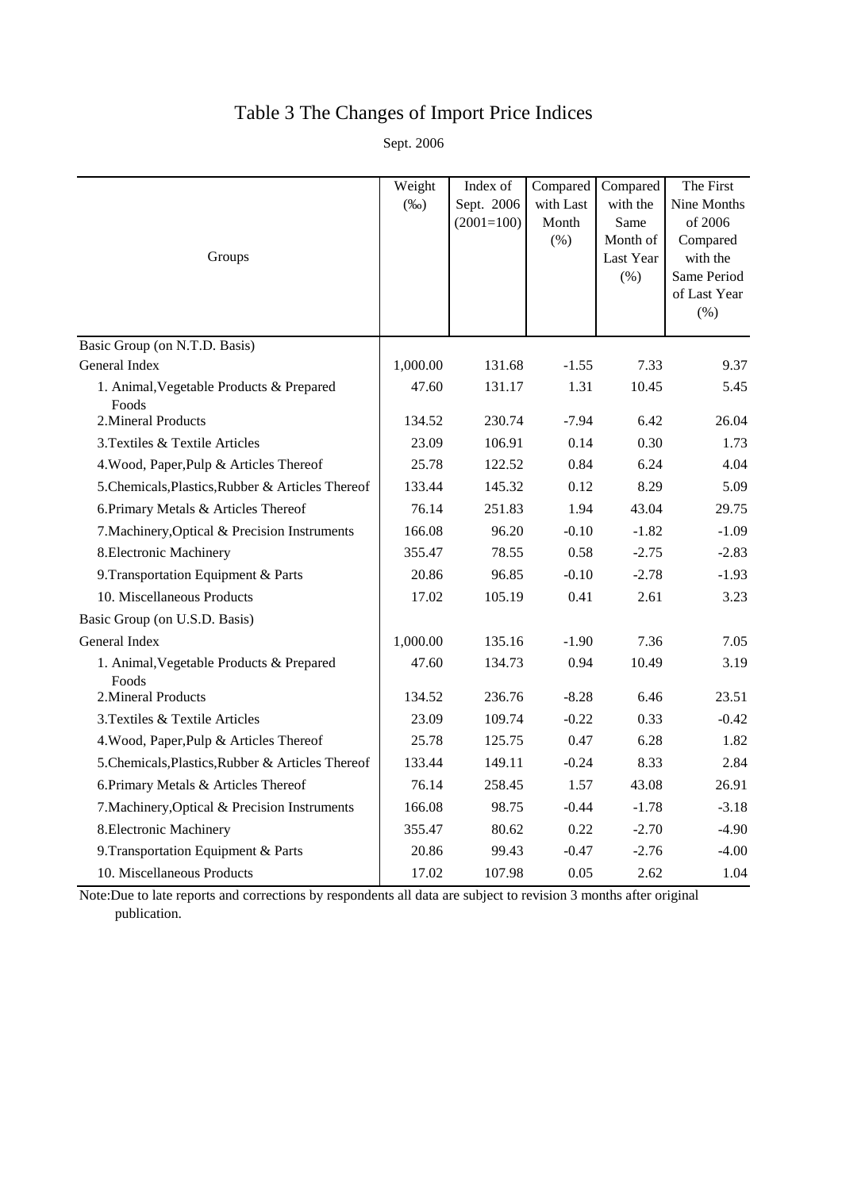# Table 3 The Changes of Import Price Indices

Sept. 2006

| Groups | Weight (‰) | Index of Sept. 2006 (2001=100) | Compared with Last Month (%) | Compared with the Same Month of Last Year (%) | The First Nine Months of 2006 Compared with the Same Period of Last Year (%) |
|---|---|---|---|---|---|
| Basic Group (on N.T.D. Basis) | | | | | |
| General Index | 1,000.00 | 131.68 | -1.55 | 7.33 | 9.37 |
| 1. Animal,Vegetable Products & Prepared Foods | 47.60 | 131.17 | 1.31 | 10.45 | 5.45 |
| 2.Mineral Products | 134.52 | 230.74 | -7.94 | 6.42 | 26.04 |
| 3.Textiles & Textile Articles | 23.09 | 106.91 | 0.14 | 0.30 | 1.73 |
| 4.Wood, Paper,Pulp & Articles Thereof | 25.78 | 122.52 | 0.84 | 6.24 | 4.04 |
| 5.Chemicals,Plastics,Rubber & Articles Thereof | 133.44 | 145.32 | 0.12 | 8.29 | 5.09 |
| 6.Primary Metals & Articles Thereof | 76.14 | 251.83 | 1.94 | 43.04 | 29.75 |
| 7.Machinery,Optical & Precision Instruments | 166.08 | 96.20 | -0.10 | -1.82 | -1.09 |
| 8.Electronic Machinery | 355.47 | 78.55 | 0.58 | -2.75 | -2.83 |
| 9.Transportation Equipment & Parts | 20.86 | 96.85 | -0.10 | -2.78 | -1.93 |
| 10. Miscellaneous Products | 17.02 | 105.19 | 0.41 | 2.61 | 3.23 |
| Basic Group (on U.S.D. Basis) | | | | | |
| General Index | 1,000.00 | 135.16 | -1.90 | 7.36 | 7.05 |
| 1. Animal,Vegetable Products & Prepared Foods | 47.60 | 134.73 | 0.94 | 10.49 | 3.19 |
| 2.Mineral Products | 134.52 | 236.76 | -8.28 | 6.46 | 23.51 |
| 3.Textiles & Textile Articles | 23.09 | 109.74 | -0.22 | 0.33 | -0.42 |
| 4.Wood, Paper,Pulp & Articles Thereof | 25.78 | 125.75 | 0.47 | 6.28 | 1.82 |
| 5.Chemicals,Plastics,Rubber & Articles Thereof | 133.44 | 149.11 | -0.24 | 8.33 | 2.84 |
| 6.Primary Metals & Articles Thereof | 76.14 | 258.45 | 1.57 | 43.08 | 26.91 |
| 7.Machinery,Optical & Precision Instruments | 166.08 | 98.75 | -0.44 | -1.78 | -3.18 |
| 8.Electronic Machinery | 355.47 | 80.62 | 0.22 | -2.70 | -4.90 |
| 9.Transportation Equipment & Parts | 20.86 | 99.43 | -0.47 | -2.76 | -4.00 |
| 10. Miscellaneous Products | 17.02 | 107.98 | 0.05 | 2.62 | 1.04 |

Note:Due to late reports and corrections by respondents all data are subject to revision 3 months after original publication.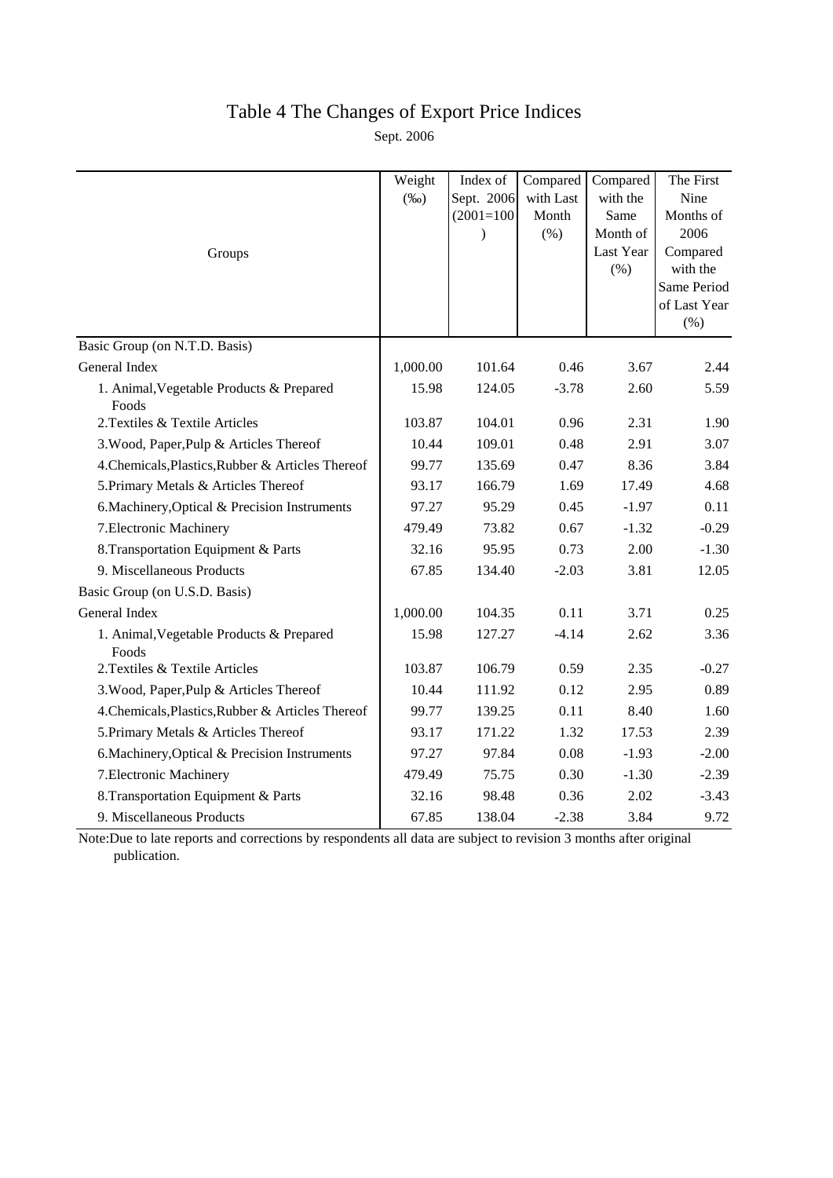# Table 4 The Changes of Export Price Indices

Sept. 2006

| Groups | Weight (‰) | Index of Sept. 2006 (2001=100) | Compared with Last Month (%) | Compared with the Same Month of Last Year (%) | The First Nine Months of 2006 Compared with the Same Period of Last Year (%) |
|---|---|---|---|---|---|
| Basic Group (on N.T.D. Basis) | | | | | |
| General Index | 1,000.00 | 101.64 | 0.46 | 3.67 | 2.44 |
| 1. Animal,Vegetable Products & Prepared Foods | 15.98 | 124.05 | -3.78 | 2.60 | 5.59 |
| 2.Textiles & Textile Articles | 103.87 | 104.01 | 0.96 | 2.31 | 1.90 |
| 3.Wood, Paper,Pulp & Articles Thereof | 10.44 | 109.01 | 0.48 | 2.91 | 3.07 |
| 4.Chemicals,Plastics,Rubber & Articles Thereof | 99.77 | 135.69 | 0.47 | 8.36 | 3.84 |
| 5.Primary Metals & Articles Thereof | 93.17 | 166.79 | 1.69 | 17.49 | 4.68 |
| 6.Machinery,Optical & Precision Instruments | 97.27 | 95.29 | 0.45 | -1.97 | 0.11 |
| 7.Electronic Machinery | 479.49 | 73.82 | 0.67 | -1.32 | -0.29 |
| 8.Transportation Equipment & Parts | 32.16 | 95.95 | 0.73 | 2.00 | -1.30 |
| 9. Miscellaneous Products | 67.85 | 134.40 | -2.03 | 3.81 | 12.05 |
| Basic Group (on U.S.D. Basis) | | | | | |
| General Index | 1,000.00 | 104.35 | 0.11 | 3.71 | 0.25 |
| 1. Animal,Vegetable Products & Prepared Foods | 15.98 | 127.27 | -4.14 | 2.62 | 3.36 |
| 2.Textiles & Textile Articles | 103.87 | 106.79 | 0.59 | 2.35 | -0.27 |
| 3.Wood, Paper,Pulp & Articles Thereof | 10.44 | 111.92 | 0.12 | 2.95 | 0.89 |
| 4.Chemicals,Plastics,Rubber & Articles Thereof | 99.77 | 139.25 | 0.11 | 8.40 | 1.60 |
| 5.Primary Metals & Articles Thereof | 93.17 | 171.22 | 1.32 | 17.53 | 2.39 |
| 6.Machinery,Optical & Precision Instruments | 97.27 | 97.84 | 0.08 | -1.93 | -2.00 |
| 7.Electronic Machinery | 479.49 | 75.75 | 0.30 | -1.30 | -2.39 |
| 8.Transportation Equipment & Parts | 32.16 | 98.48 | 0.36 | 2.02 | -3.43 |
| 9. Miscellaneous Products | 67.85 | 138.04 | -2.38 | 3.84 | 9.72 |

Note:Due to late reports and corrections by respondents all data are subject to revision 3 months after original publication.